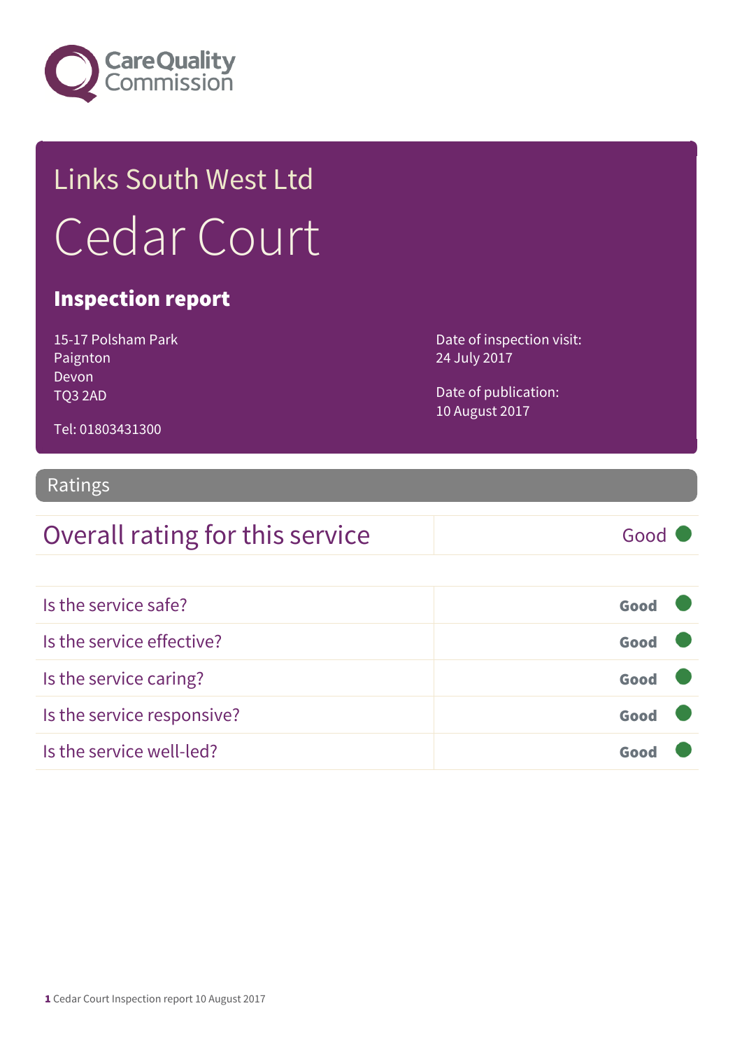Care Quality Commission

# Links South West Ltd

# Cedar Court

## Inspection report

15-17 Polsham Park
Paignton
Devon
TQ3 2AD

Tel: 01803431300

Date of inspection visit:
24 July 2017

Date of publication:
10 August 2017

## Ratings

| Overall rating for this service | Good |
|---|---|

| | |
|---|---|
| Is the service safe? | Good |
| Is the service effective? | Good |
| Is the service caring? | Good |
| Is the service responsive? | Good |
| Is the service well-led? | Good |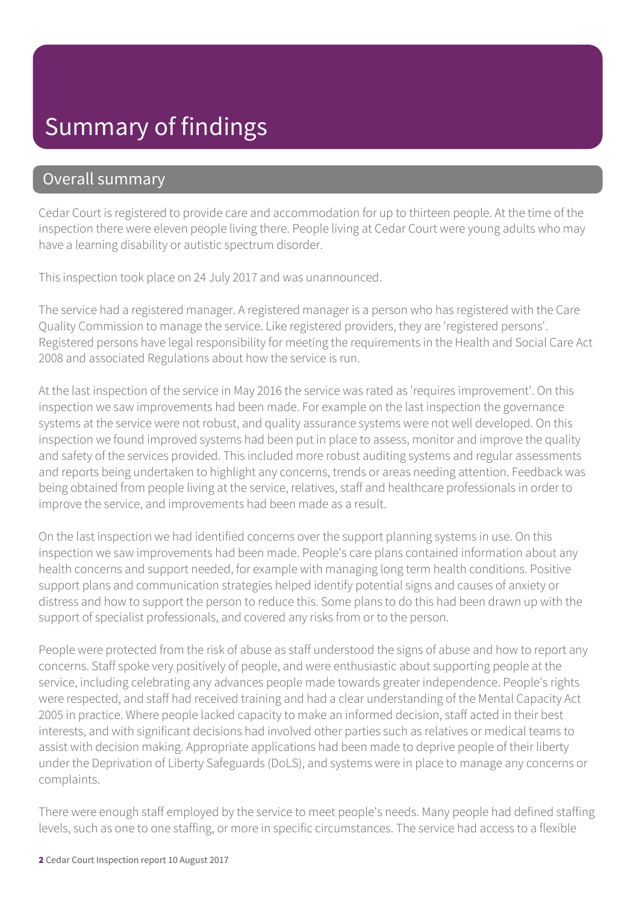# Summary of findings

## Overall summary

Cedar Court is registered to provide care and accommodation for up to thirteen people. At the time of the inspection there were eleven people living there. People living at Cedar Court were young adults who may have a learning disability or autistic spectrum disorder.

This inspection took place on 24 July 2017 and was unannounced.

The service had a registered manager. A registered manager is a person who has registered with the Care Quality Commission to manage the service. Like registered providers, they are 'registered persons'. Registered persons have legal responsibility for meeting the requirements in the Health and Social Care Act 2008 and associated Regulations about how the service is run.

At the last inspection of the service in May 2016 the service was rated as 'requires improvement'. On this inspection we saw improvements had been made. For example on the last inspection the governance systems at the service were not robust, and quality assurance systems were not well developed. On this inspection we found improved systems had been put in place to assess, monitor and improve the quality and safety of the services provided. This included more robust auditing systems and regular assessments and reports being undertaken to highlight any concerns, trends or areas needing attention. Feedback was being obtained from people living at the service, relatives, staff and healthcare professionals in order to improve the service, and improvements had been made as a result.

On the last inspection we had identified concerns over the support planning systems in use. On this inspection we saw improvements had been made. People's care plans contained information about any health concerns and support needed, for example with managing long term health conditions. Positive support plans and communication strategies helped identify potential signs and causes of anxiety or distress and how to support the person to reduce this. Some plans to do this had been drawn up with the support of specialist professionals, and covered any risks from or to the person.

People were protected from the risk of abuse as staff understood the signs of abuse and how to report any concerns. Staff spoke very positively of people, and were enthusiastic about supporting people at the service, including celebrating any advances people made towards greater independence. People's rights were respected, and staff had received training and had a clear understanding of the Mental Capacity Act 2005 in practice. Where people lacked capacity to make an informed decision, staff acted in their best interests, and with significant decisions had involved other parties such as relatives or medical teams to assist with decision making. Appropriate applications had been made to deprive people of their liberty under the Deprivation of Liberty Safeguards (DoLS), and systems were in place to manage any concerns or complaints.

There were enough staff employed by the service to meet people's needs. Many people had defined staffing levels, such as one to one staffing, or more in specific circumstances. The service had access to a flexible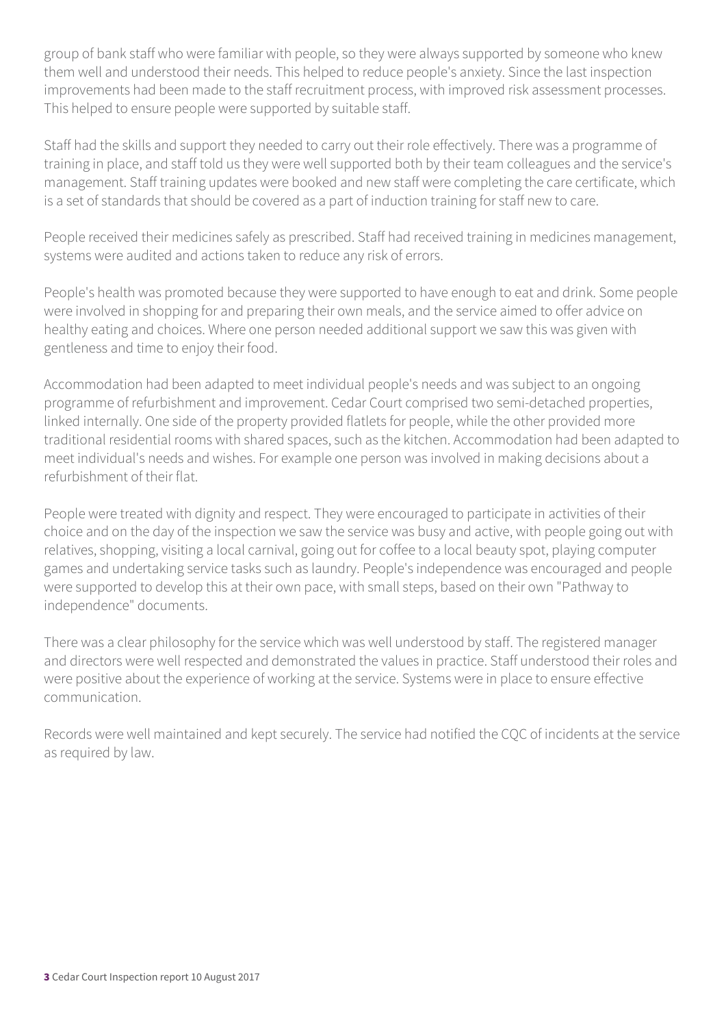group of bank staff who were familiar with people, so they were always supported by someone who knew them well and understood their needs. This helped to reduce people's anxiety. Since the last inspection improvements had been made to the staff recruitment process, with improved risk assessment processes. This helped to ensure people were supported by suitable staff.

Staff had the skills and support they needed to carry out their role effectively. There was a programme of training in place, and staff told us they were well supported both by their team colleagues and the service's management. Staff training updates were booked and new staff were completing the care certificate, which is a set of standards that should be covered as a part of induction training for staff new to care.

People received their medicines safely as prescribed. Staff had received training in medicines management, systems were audited and actions taken to reduce any risk of errors.

People's health was promoted because they were supported to have enough to eat and drink. Some people were involved in shopping for and preparing their own meals, and the service aimed to offer advice on healthy eating and choices. Where one person needed additional support we saw this was given with gentleness and time to enjoy their food.

Accommodation had been adapted to meet individual people's needs and was subject to an ongoing programme of refurbishment and improvement. Cedar Court comprised two semi-detached properties, linked internally. One side of the property provided flatlets for people, while the other provided more traditional residential rooms with shared spaces, such as the kitchen. Accommodation had been adapted to meet individual's needs and wishes. For example one person was involved in making decisions about a refurbishment of their flat.

People were treated with dignity and respect. They were encouraged to participate in activities of their choice and on the day of the inspection we saw the service was busy and active, with people going out with relatives, shopping, visiting a local carnival, going out for coffee to a local beauty spot, playing computer games and undertaking service tasks such as laundry. People's independence was encouraged and people were supported to develop this at their own pace, with small steps, based on their own "Pathway to independence" documents.

There was a clear philosophy for the service which was well understood by staff. The registered manager and directors were well respected and demonstrated the values in practice. Staff understood their roles and were positive about the experience of working at the service. Systems were in place to ensure effective communication.

Records were well maintained and kept securely. The service had notified the CQC of incidents at the service as required by law.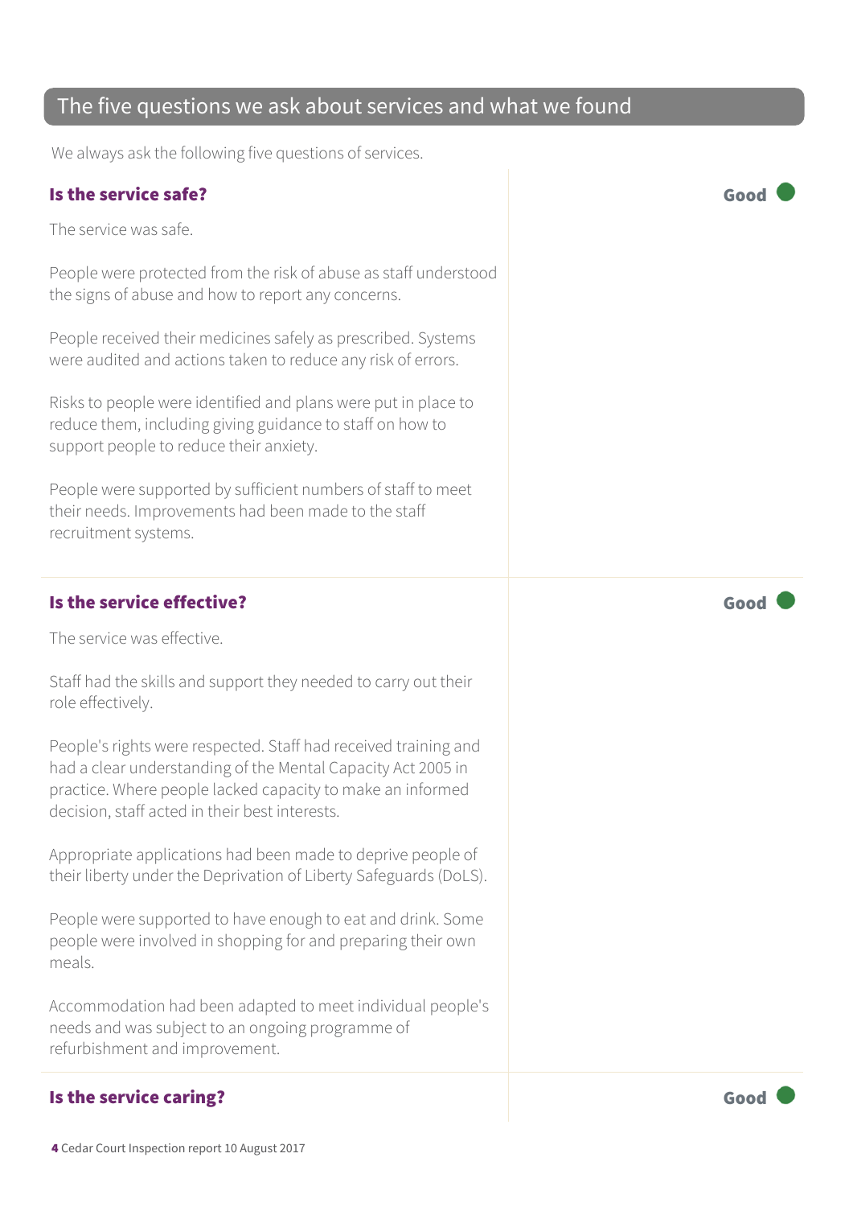## The five questions we ask about services and what we found

We always ask the following five questions of services.

### Is the service safe?

**Good**

The service was safe.

People were protected from the risk of abuse as staff understood the signs of abuse and how to report any concerns.

People received their medicines safely as prescribed. Systems were audited and actions taken to reduce any risk of errors.

Risks to people were identified and plans were put in place to reduce them, including giving guidance to staff on how to support people to reduce their anxiety.

People were supported by sufficient numbers of staff to meet their needs. Improvements had been made to the staff recruitment systems.

### Is the service effective?

**Good**

The service was effective.

Staff had the skills and support they needed to carry out their role effectively.

People's rights were respected. Staff had received training and had a clear understanding of the Mental Capacity Act 2005 in practice. Where people lacked capacity to make an informed decision, staff acted in their best interests.

Appropriate applications had been made to deprive people of their liberty under the Deprivation of Liberty Safeguards (DoLS).

People were supported to have enough to eat and drink. Some people were involved in shopping for and preparing their own meals.

Accommodation had been adapted to meet individual people's needs and was subject to an ongoing programme of refurbishment and improvement.

### Is the service caring?

**Good**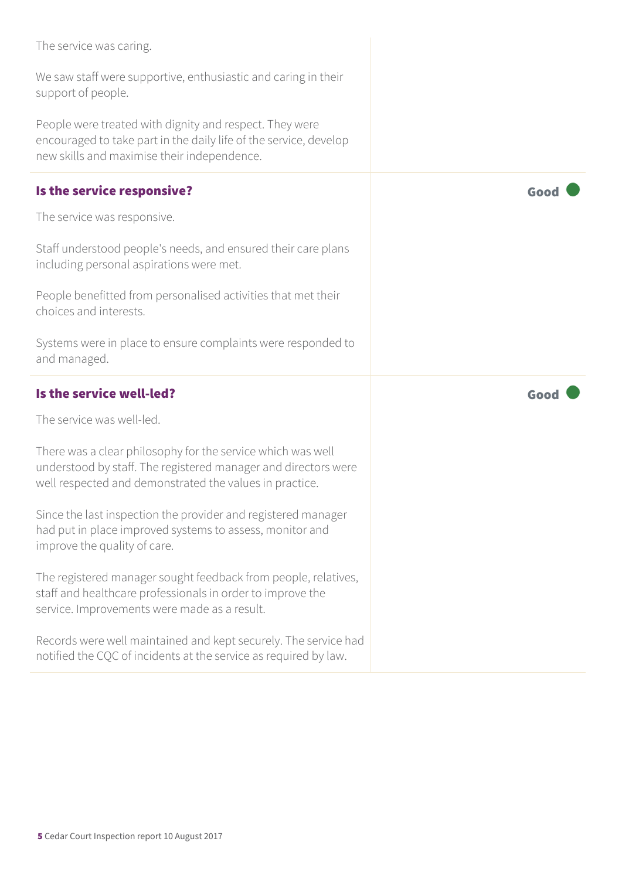The service was caring.

We saw staff were supportive, enthusiastic and caring in their support of people.

People were treated with dignity and respect. They were encouraged to take part in the daily life of the service, develop new skills and maximise their independence.

### Is the service responsive?

**Good**

The service was responsive.

Staff understood people's needs, and ensured their care plans including personal aspirations were met.

People benefitted from personalised activities that met their choices and interests.

Systems were in place to ensure complaints were responded to and managed.

### Is the service well-led?

**Good**

The service was well-led.

There was a clear philosophy for the service which was well understood by staff. The registered manager and directors were well respected and demonstrated the values in practice.

Since the last inspection the provider and registered manager had put in place improved systems to assess, monitor and improve the quality of care.

The registered manager sought feedback from people, relatives, staff and healthcare professionals in order to improve the service. Improvements were made as a result.

Records were well maintained and kept securely. The service had notified the CQC of incidents at the service as required by law.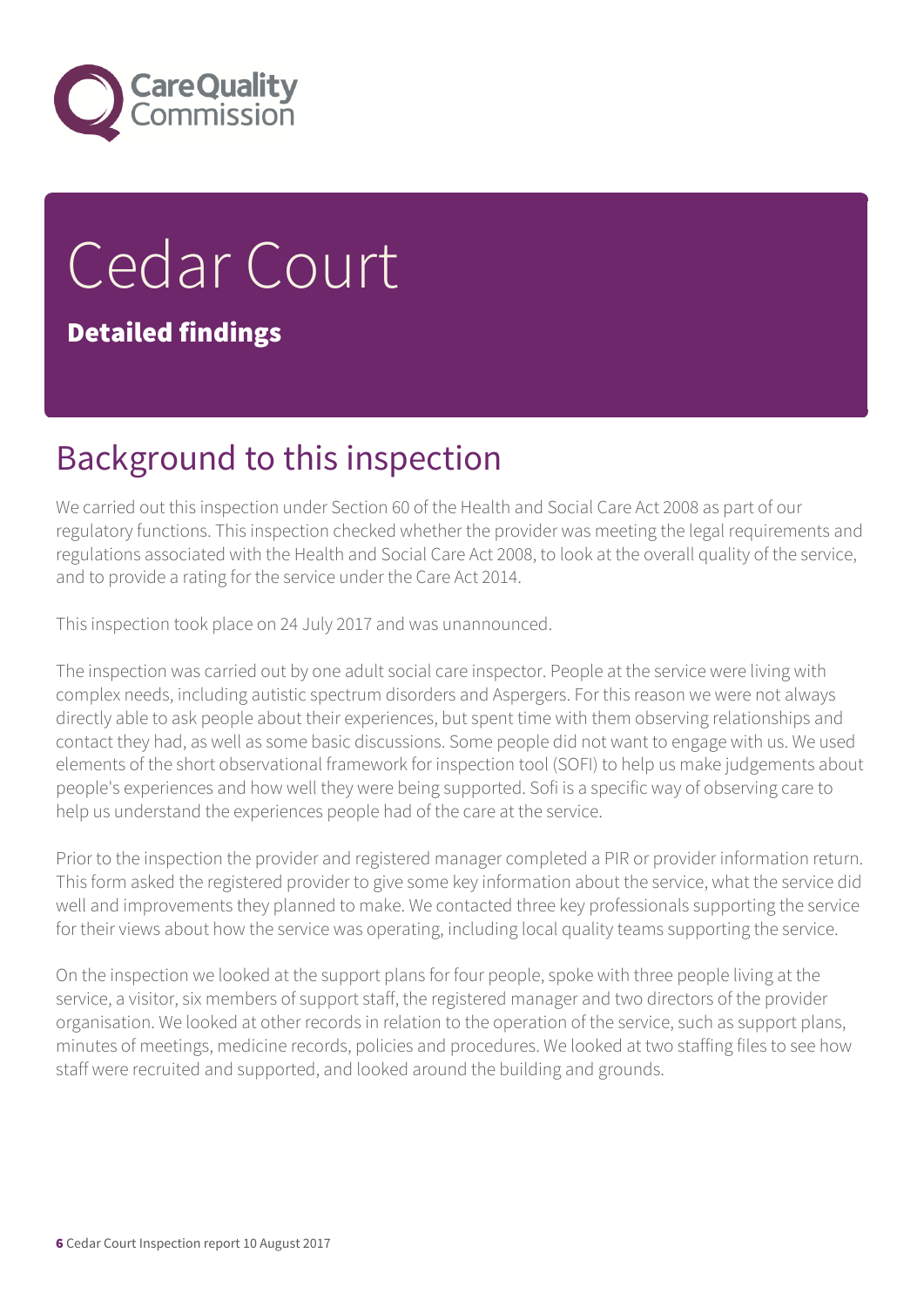# Cedar Court

**Detailed findings**

## Background to this inspection

We carried out this inspection under Section 60 of the Health and Social Care Act 2008 as part of our regulatory functions. This inspection checked whether the provider was meeting the legal requirements and regulations associated with the Health and Social Care Act 2008, to look at the overall quality of the service, and to provide a rating for the service under the Care Act 2014.

This inspection took place on 24 July 2017 and was unannounced.

The inspection was carried out by one adult social care inspector. People at the service were living with complex needs, including autistic spectrum disorders and Aspergers. For this reason we were not always directly able to ask people about their experiences, but spent time with them observing relationships and contact they had, as well as some basic discussions. Some people did not want to engage with us. We used elements of the short observational framework for inspection tool (SOFI) to help us make judgements about people's experiences and how well they were being supported. Sofi is a specific way of observing care to help us understand the experiences people had of the care at the service.

Prior to the inspection the provider and registered manager completed a PIR or provider information return. This form asked the registered provider to give some key information about the service, what the service did well and improvements they planned to make. We contacted three key professionals supporting the service for their views about how the service was operating, including local quality teams supporting the service.

On the inspection we looked at the support plans for four people, spoke with three people living at the service, a visitor, six members of support staff, the registered manager and two directors of the provider organisation. We looked at other records in relation to the operation of the service, such as support plans, minutes of meetings, medicine records, policies and procedures. We looked at two staffing files to see how staff were recruited and supported, and looked around the building and grounds.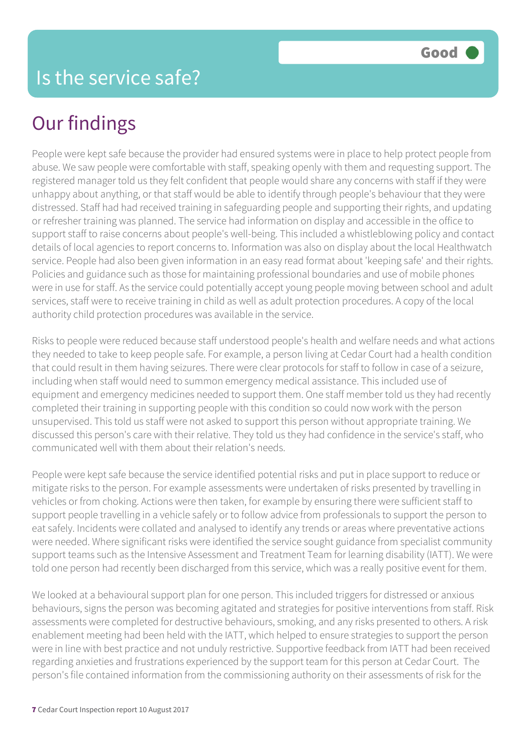# Is the service safe?

**Good**

## Our findings

People were kept safe because the provider had ensured systems were in place to help protect people from abuse. We saw people were comfortable with staff, speaking openly with them and requesting support. The registered manager told us they felt confident that people would share any concerns with staff if they were unhappy about anything, or that staff would be able to identify through people's behaviour that they were distressed. Staff had had received training in safeguarding people and supporting their rights, and updating or refresher training was planned. The service had information on display and accessible in the office to support staff to raise concerns about people's well-being. This included a whistleblowing policy and contact details of local agencies to report concerns to. Information was also on display about the local Healthwatch service. People had also been given information in an easy read format about 'keeping safe' and their rights. Policies and guidance such as those for maintaining professional boundaries and use of mobile phones were in use for staff. As the service could potentially accept young people moving between school and adult services, staff were to receive training in child as well as adult protection procedures. A copy of the local authority child protection procedures was available in the service.

Risks to people were reduced because staff understood people's health and welfare needs and what actions they needed to take to keep people safe. For example, a person living at Cedar Court had a health condition that could result in them having seizures. There were clear protocols for staff to follow in case of a seizure, including when staff would need to summon emergency medical assistance. This included use of equipment and emergency medicines needed to support them. One staff member told us they had recently completed their training in supporting people with this condition so could now work with the person unsupervised. This told us staff were not asked to support this person without appropriate training. We discussed this person's care with their relative. They told us they had confidence in the service's staff, who communicated well with them about their relation's needs.

People were kept safe because the service identified potential risks and put in place support to reduce or mitigate risks to the person. For example assessments were undertaken of risks presented by travelling in vehicles or from choking. Actions were then taken, for example by ensuring there were sufficient staff to support people travelling in a vehicle safely or to follow advice from professionals to support the person to eat safely. Incidents were collated and analysed to identify any trends or areas where preventative actions were needed. Where significant risks were identified the service sought guidance from specialist community support teams such as the Intensive Assessment and Treatment Team for learning disability (IATT). We were told one person had recently been discharged from this service, which was a really positive event for them.

We looked at a behavioural support plan for one person. This included triggers for distressed or anxious behaviours, signs the person was becoming agitated and strategies for positive interventions from staff. Risk assessments were completed for destructive behaviours, smoking, and any risks presented to others. A risk enablement meeting had been held with the IATT, which helped to ensure strategies to support the person were in line with best practice and not unduly restrictive. Supportive feedback from IATT had been received regarding anxieties and frustrations experienced by the support team for this person at Cedar Court. The person's file contained information from the commissioning authority on their assessments of risk for the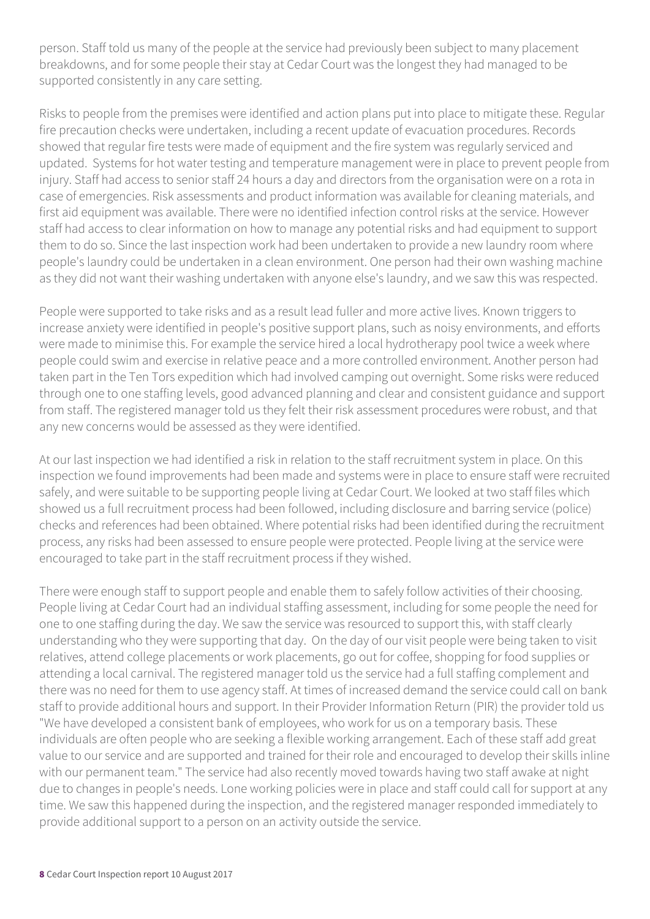person. Staff told us many of the people at the service had previously been subject to many placement breakdowns, and for some people their stay at Cedar Court was the longest they had managed to be supported consistently in any care setting.

Risks to people from the premises were identified and action plans put into place to mitigate these. Regular fire precaution checks were undertaken, including a recent update of evacuation procedures. Records showed that regular fire tests were made of equipment and the fire system was regularly serviced and updated. Systems for hot water testing and temperature management were in place to prevent people from injury. Staff had access to senior staff 24 hours a day and directors from the organisation were on a rota in case of emergencies. Risk assessments and product information was available for cleaning materials, and first aid equipment was available. There were no identified infection control risks at the service. However staff had access to clear information on how to manage any potential risks and had equipment to support them to do so. Since the last inspection work had been undertaken to provide a new laundry room where people's laundry could be undertaken in a clean environment. One person had their own washing machine as they did not want their washing undertaken with anyone else's laundry, and we saw this was respected.

People were supported to take risks and as a result lead fuller and more active lives. Known triggers to increase anxiety were identified in people's positive support plans, such as noisy environments, and efforts were made to minimise this. For example the service hired a local hydrotherapy pool twice a week where people could swim and exercise in relative peace and a more controlled environment. Another person had taken part in the Ten Tors expedition which had involved camping out overnight. Some risks were reduced through one to one staffing levels, good advanced planning and clear and consistent guidance and support from staff. The registered manager told us they felt their risk assessment procedures were robust, and that any new concerns would be assessed as they were identified.

At our last inspection we had identified a risk in relation to the staff recruitment system in place. On this inspection we found improvements had been made and systems were in place to ensure staff were recruited safely, and were suitable to be supporting people living at Cedar Court. We looked at two staff files which showed us a full recruitment process had been followed, including disclosure and barring service (police) checks and references had been obtained. Where potential risks had been identified during the recruitment process, any risks had been assessed to ensure people were protected. People living at the service were encouraged to take part in the staff recruitment process if they wished.

There were enough staff to support people and enable them to safely follow activities of their choosing. People living at Cedar Court had an individual staffing assessment, including for some people the need for one to one staffing during the day. We saw the service was resourced to support this, with staff clearly understanding who they were supporting that day. On the day of our visit people were being taken to visit relatives, attend college placements or work placements, go out for coffee, shopping for food supplies or attending a local carnival. The registered manager told us the service had a full staffing complement and there was no need for them to use agency staff. At times of increased demand the service could call on bank staff to provide additional hours and support. In their Provider Information Return (PIR) the provider told us "We have developed a consistent bank of employees, who work for us on a temporary basis. These individuals are often people who are seeking a flexible working arrangement. Each of these staff add great value to our service and are supported and trained for their role and encouraged to develop their skills inline with our permanent team." The service had also recently moved towards having two staff awake at night due to changes in people's needs. Lone working policies were in place and staff could call for support at any time. We saw this happened during the inspection, and the registered manager responded immediately to provide additional support to a person on an activity outside the service.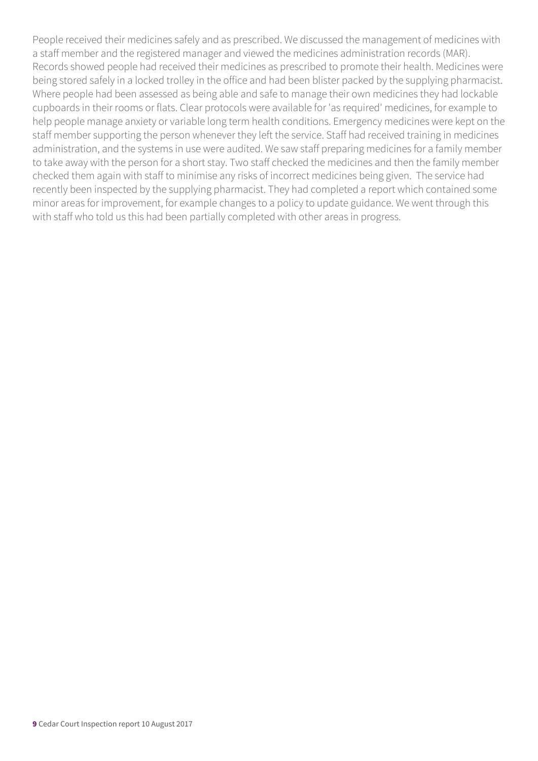People received their medicines safely and as prescribed. We discussed the management of medicines with a staff member and the registered manager and viewed the medicines administration records (MAR). Records showed people had received their medicines as prescribed to promote their health. Medicines were being stored safely in a locked trolley in the office and had been blister packed by the supplying pharmacist. Where people had been assessed as being able and safe to manage their own medicines they had lockable cupboards in their rooms or flats. Clear protocols were available for 'as required' medicines, for example to help people manage anxiety or variable long term health conditions. Emergency medicines were kept on the staff member supporting the person whenever they left the service. Staff had received training in medicines administration, and the systems in use were audited. We saw staff preparing medicines for a family member to take away with the person for a short stay. Two staff checked the medicines and then the family member checked them again with staff to minimise any risks of incorrect medicines being given. The service had recently been inspected by the supplying pharmacist. They had completed a report which contained some minor areas for improvement, for example changes to a policy to update guidance. We went through this with staff who told us this had been partially completed with other areas in progress.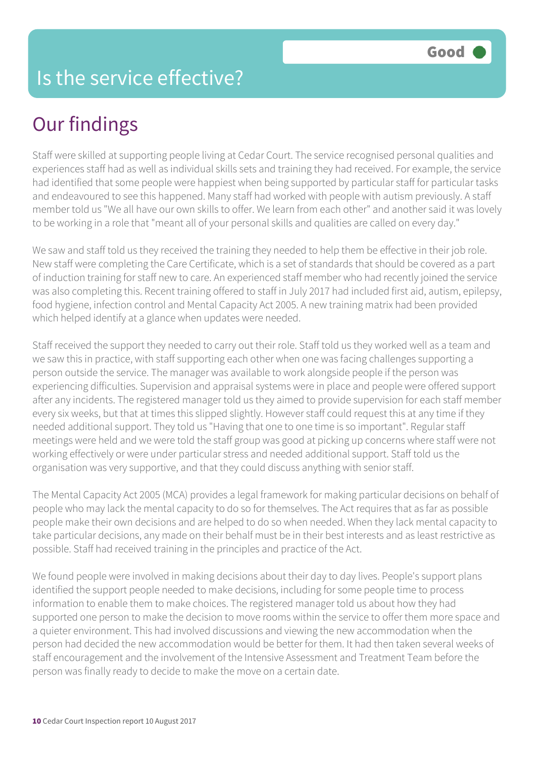# Is the service effective?

Good

## Our findings

Staff were skilled at supporting people living at Cedar Court. The service recognised personal qualities and experiences staff had as well as individual skills sets and training they had received. For example, the service had identified that some people were happiest when being supported by particular staff for particular tasks and endeavoured to see this happened. Many staff had worked with people with autism previously. A staff member told us "We all have our own skills to offer. We learn from each other" and another said it was lovely to be working in a role that "meant all of your personal skills and qualities are called on every day."

We saw and staff told us they received the training they needed to help them be effective in their job role. New staff were completing the Care Certificate, which is a set of standards that should be covered as a part of induction training for staff new to care. An experienced staff member who had recently joined the service was also completing this. Recent training offered to staff in July 2017 had included first aid, autism, epilepsy, food hygiene, infection control and Mental Capacity Act 2005. A new training matrix had been provided which helped identify at a glance when updates were needed.

Staff received the support they needed to carry out their role. Staff told us they worked well as a team and we saw this in practice, with staff supporting each other when one was facing challenges supporting a person outside the service. The manager was available to work alongside people if the person was experiencing difficulties. Supervision and appraisal systems were in place and people were offered support after any incidents. The registered manager told us they aimed to provide supervision for each staff member every six weeks, but that at times this slipped slightly. However staff could request this at any time if they needed additional support. They told us "Having that one to one time is so important". Regular staff meetings were held and we were told the staff group was good at picking up concerns where staff were not working effectively or were under particular stress and needed additional support. Staff told us the organisation was very supportive, and that they could discuss anything with senior staff.

The Mental Capacity Act 2005 (MCA) provides a legal framework for making particular decisions on behalf of people who may lack the mental capacity to do so for themselves. The Act requires that as far as possible people make their own decisions and are helped to do so when needed. When they lack mental capacity to take particular decisions, any made on their behalf must be in their best interests and as least restrictive as possible. Staff had received training in the principles and practice of the Act.

We found people were involved in making decisions about their day to day lives. People's support plans identified the support people needed to make decisions, including for some people time to process information to enable them to make choices. The registered manager told us about how they had supported one person to make the decision to move rooms within the service to offer them more space and a quieter environment. This had involved discussions and viewing the new accommodation when the person had decided the new accommodation would be better for them. It had then taken several weeks of staff encouragement and the involvement of the Intensive Assessment and Treatment Team before the person was finally ready to decide to make the move on a certain date.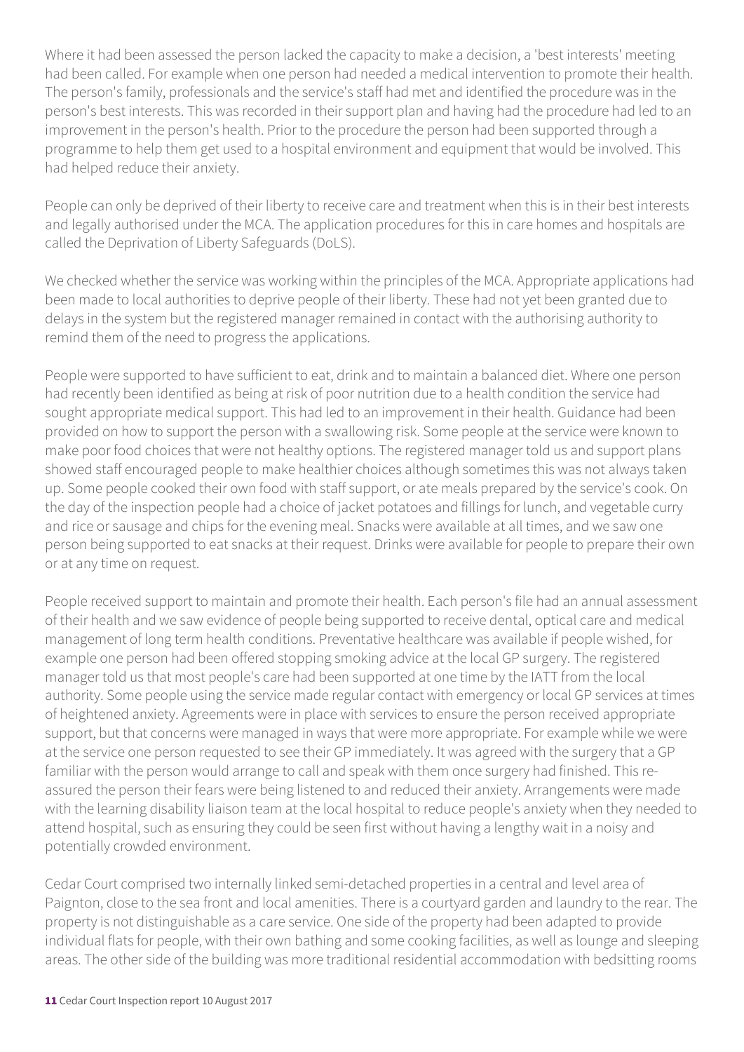Where it had been assessed the person lacked the capacity to make a decision, a 'best interests' meeting had been called. For example when one person had needed a medical intervention to promote their health. The person's family, professionals and the service's staff had met and identified the procedure was in the person's best interests. This was recorded in their support plan and having had the procedure had led to an improvement in the person's health. Prior to the procedure the person had been supported through a programme to help them get used to a hospital environment and equipment that would be involved. This had helped reduce their anxiety.

People can only be deprived of their liberty to receive care and treatment when this is in their best interests and legally authorised under the MCA. The application procedures for this in care homes and hospitals are called the Deprivation of Liberty Safeguards (DoLS).

We checked whether the service was working within the principles of the MCA. Appropriate applications had been made to local authorities to deprive people of their liberty. These had not yet been granted due to delays in the system but the registered manager remained in contact with the authorising authority to remind them of the need to progress the applications.

People were supported to have sufficient to eat, drink and to maintain a balanced diet. Where one person had recently been identified as being at risk of poor nutrition due to a health condition the service had sought appropriate medical support. This had led to an improvement in their health. Guidance had been provided on how to support the person with a swallowing risk. Some people at the service were known to make poor food choices that were not healthy options. The registered manager told us and support plans showed staff encouraged people to make healthier choices although sometimes this was not always taken up. Some people cooked their own food with staff support, or ate meals prepared by the service's cook. On the day of the inspection people had a choice of jacket potatoes and fillings for lunch, and vegetable curry and rice or sausage and chips for the evening meal. Snacks were available at all times, and we saw one person being supported to eat snacks at their request. Drinks were available for people to prepare their own or at any time on request.

People received support to maintain and promote their health. Each person's file had an annual assessment of their health and we saw evidence of people being supported to receive dental, optical care and medical management of long term health conditions. Preventative healthcare was available if people wished, for example one person had been offered stopping smoking advice at the local GP surgery. The registered manager told us that most people's care had been supported at one time by the IATT from the local authority. Some people using the service made regular contact with emergency or local GP services at times of heightened anxiety. Agreements were in place with services to ensure the person received appropriate support, but that concerns were managed in ways that were more appropriate. For example while we were at the service one person requested to see their GP immediately. It was agreed with the surgery that a GP familiar with the person would arrange to call and speak with them once surgery had finished. This re-assured the person their fears were being listened to and reduced their anxiety. Arrangements were made with the learning disability liaison team at the local hospital to reduce people's anxiety when they needed to attend hospital, such as ensuring they could be seen first without having a lengthy wait in a noisy and potentially crowded environment.

Cedar Court comprised two internally linked semi-detached properties in a central and level area of Paignton, close to the sea front and local amenities. There is a courtyard garden and laundry to the rear. The property is not distinguishable as a care service. One side of the property had been adapted to provide individual flats for people, with their own bathing and some cooking facilities, as well as lounge and sleeping areas. The other side of the building was more traditional residential accommodation with bedsitting rooms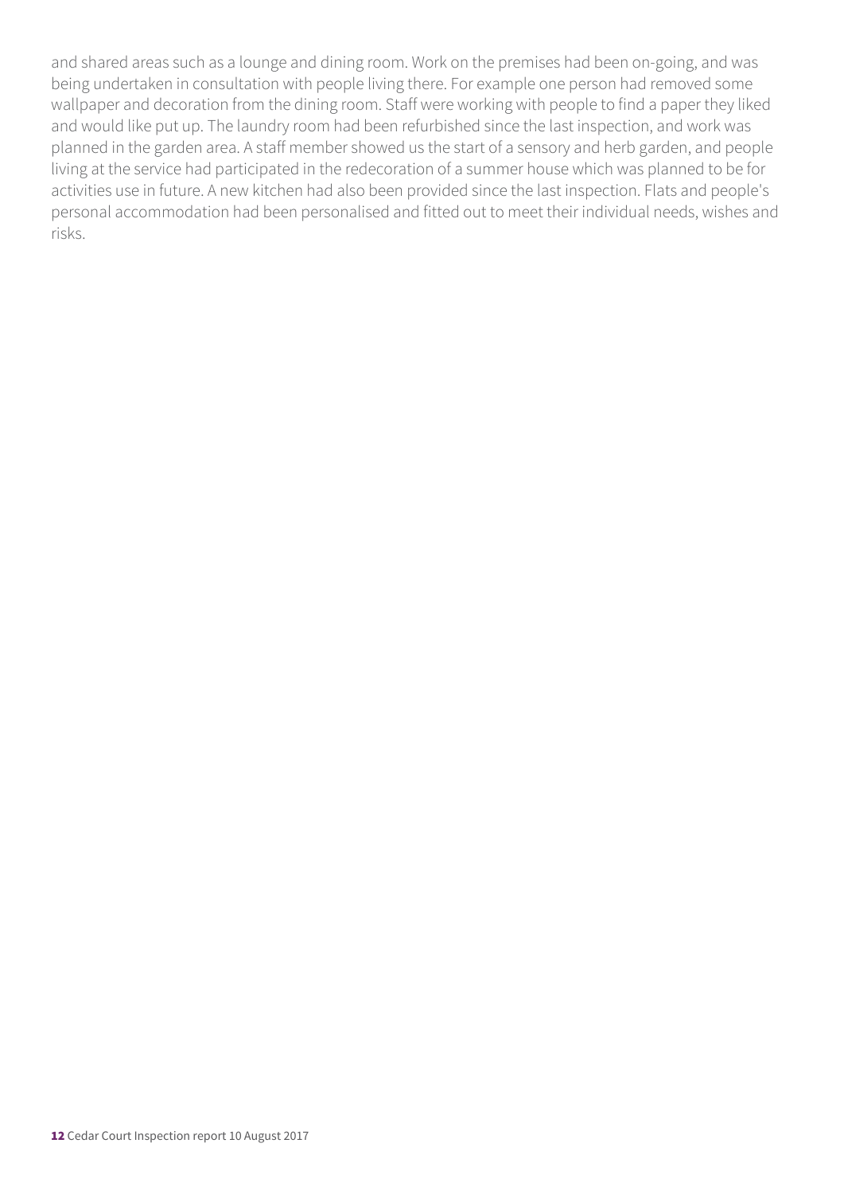and shared areas such as a lounge and dining room. Work on the premises had been on-going, and was being undertaken in consultation with people living there. For example one person had removed some wallpaper and decoration from the dining room. Staff were working with people to find a paper they liked and would like put up. The laundry room had been refurbished since the last inspection, and work was planned in the garden area. A staff member showed us the start of a sensory and herb garden, and people living at the service had participated in the redecoration of a summer house which was planned to be for activities use in future. A new kitchen had also been provided since the last inspection. Flats and people's personal accommodation had been personalised and fitted out to meet their individual needs, wishes and risks.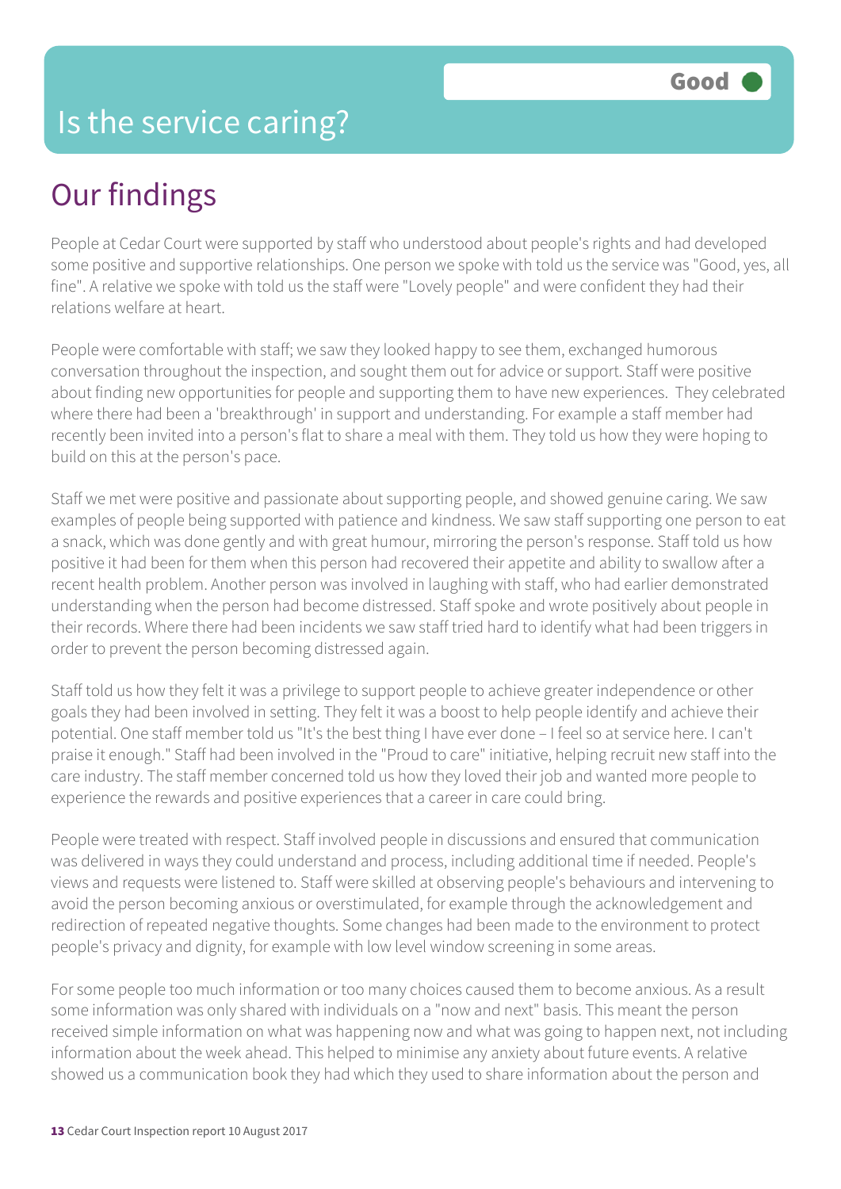# Is the service caring?

Good

## Our findings

People at Cedar Court were supported by staff who understood about people's rights and had developed some positive and supportive relationships. One person we spoke with told us the service was "Good, yes, all fine". A relative we spoke with told us the staff were "Lovely people" and were confident they had their relations welfare at heart.

People were comfortable with staff; we saw they looked happy to see them, exchanged humorous conversation throughout the inspection, and sought them out for advice or support. Staff were positive about finding new opportunities for people and supporting them to have new experiences. They celebrated where there had been a 'breakthrough' in support and understanding. For example a staff member had recently been invited into a person's flat to share a meal with them. They told us how they were hoping to build on this at the person's pace.

Staff we met were positive and passionate about supporting people, and showed genuine caring. We saw examples of people being supported with patience and kindness. We saw staff supporting one person to eat a snack, which was done gently and with great humour, mirroring the person's response. Staff told us how positive it had been for them when this person had recovered their appetite and ability to swallow after a recent health problem. Another person was involved in laughing with staff, who had earlier demonstrated understanding when the person had become distressed. Staff spoke and wrote positively about people in their records. Where there had been incidents we saw staff tried hard to identify what had been triggers in order to prevent the person becoming distressed again.

Staff told us how they felt it was a privilege to support people to achieve greater independence or other goals they had been involved in setting. They felt it was a boost to help people identify and achieve their potential. One staff member told us "It's the best thing I have ever done – I feel so at service here. I can't praise it enough." Staff had been involved in the "Proud to care" initiative, helping recruit new staff into the care industry. The staff member concerned told us how they loved their job and wanted more people to experience the rewards and positive experiences that a career in care could bring.

People were treated with respect. Staff involved people in discussions and ensured that communication was delivered in ways they could understand and process, including additional time if needed. People's views and requests were listened to. Staff were skilled at observing people's behaviours and intervening to avoid the person becoming anxious or overstimulated, for example through the acknowledgement and redirection of repeated negative thoughts. Some changes had been made to the environment to protect people's privacy and dignity, for example with low level window screening in some areas.

For some people too much information or too many choices caused them to become anxious. As a result some information was only shared with individuals on a "now and next" basis. This meant the person received simple information on what was happening now and what was going to happen next, not including information about the week ahead. This helped to minimise any anxiety about future events. A relative showed us a communication book they had which they used to share information about the person and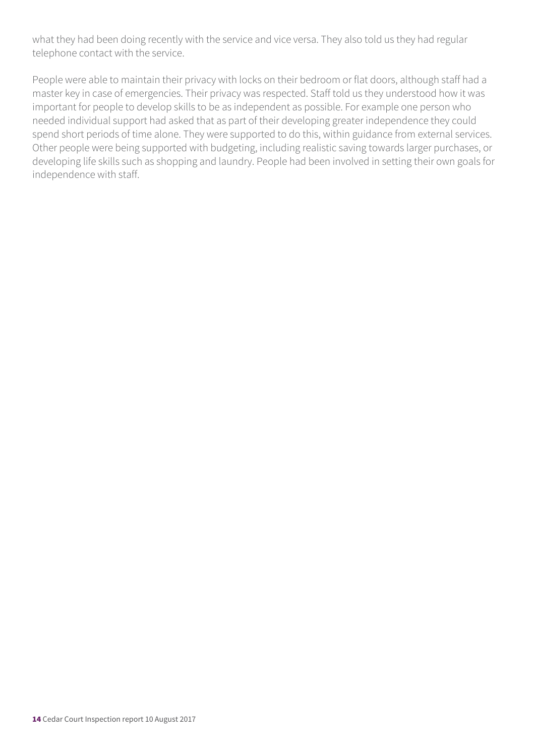what they had been doing recently with the service and vice versa. They also told us they had regular telephone contact with the service.

People were able to maintain their privacy with locks on their bedroom or flat doors, although staff had a master key in case of emergencies. Their privacy was respected. Staff told us they understood how it was important for people to develop skills to be as independent as possible. For example one person who needed individual support had asked that as part of their developing greater independence they could spend short periods of time alone. They were supported to do this, within guidance from external services. Other people were being supported with budgeting, including realistic saving towards larger purchases, or developing life skills such as shopping and laundry. People had been involved in setting their own goals for independence with staff.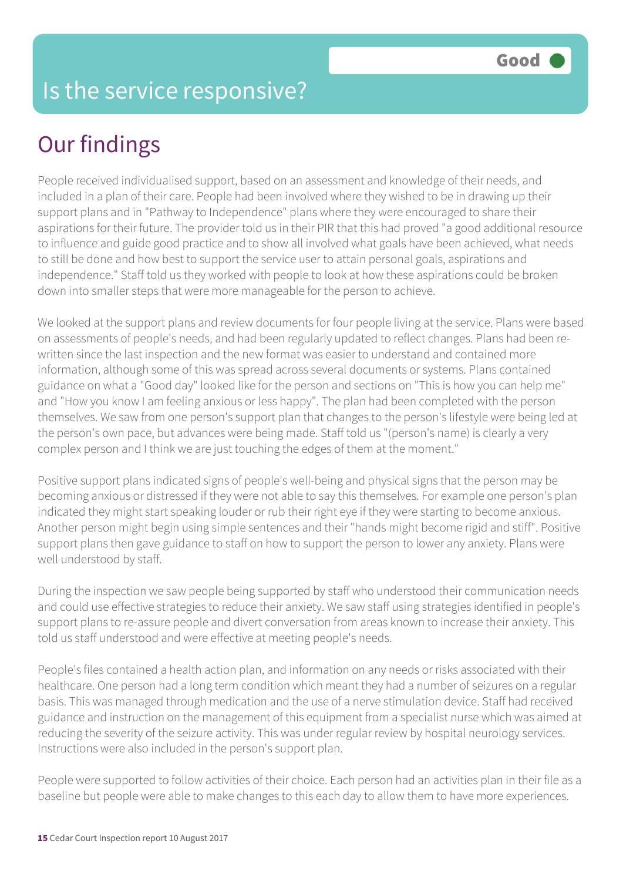# Is the service responsive?

Good

## Our findings

People received individualised support, based on an assessment and knowledge of their needs, and included in a plan of their care. People had been involved where they wished to be in drawing up their support plans and in "Pathway to Independence" plans where they were encouraged to share their aspirations for their future. The provider told us in their PIR that this had proved "a good additional resource to influence and guide good practice and to show all involved what goals have been achieved, what needs to still be done and how best to support the service user to attain personal goals, aspirations and independence." Staff told us they worked with people to look at how these aspirations could be broken down into smaller steps that were more manageable for the person to achieve.

We looked at the support plans and review documents for four people living at the service. Plans were based on assessments of people's needs, and had been regularly updated to reflect changes. Plans had been re-written since the last inspection and the new format was easier to understand and contained more information, although some of this was spread across several documents or systems. Plans contained guidance on what a "Good day" looked like for the person and sections on "This is how you can help me" and "How you know I am feeling anxious or less happy". The plan had been completed with the person themselves. We saw from one person's support plan that changes to the person's lifestyle were being led at the person's own pace, but advances were being made. Staff told us "(person's name) is clearly a very complex person and I think we are just touching the edges of them at the moment."

Positive support plans indicated signs of people's well-being and physical signs that the person may be becoming anxious or distressed if they were not able to say this themselves. For example one person's plan indicated they might start speaking louder or rub their right eye if they were starting to become anxious. Another person might begin using simple sentences and their "hands might become rigid and stiff". Positive support plans then gave guidance to staff on how to support the person to lower any anxiety. Plans were well understood by staff.

During the inspection we saw people being supported by staff who understood their communication needs and could use effective strategies to reduce their anxiety. We saw staff using strategies identified in people's support plans to re-assure people and divert conversation from areas known to increase their anxiety. This told us staff understood and were effective at meeting people's needs.

People's files contained a health action plan, and information on any needs or risks associated with their healthcare. One person had a long term condition which meant they had a number of seizures on a regular basis. This was managed through medication and the use of a nerve stimulation device. Staff had received guidance and instruction on the management of this equipment from a specialist nurse which was aimed at reducing the severity of the seizure activity. This was under regular review by hospital neurology services. Instructions were also included in the person's support plan.

People were supported to follow activities of their choice. Each person had an activities plan in their file as a baseline but people were able to make changes to this each day to allow them to have more experiences.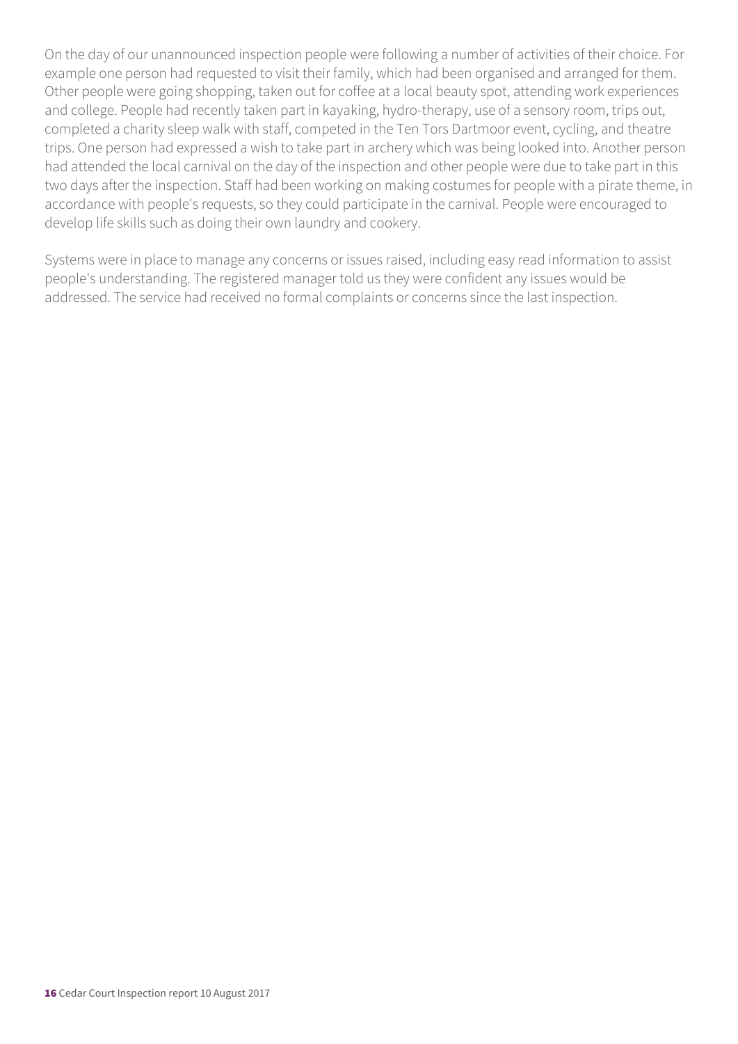On the day of our unannounced inspection people were following a number of activities of their choice. For example one person had requested to visit their family, which had been organised and arranged for them. Other people were going shopping, taken out for coffee at a local beauty spot, attending work experiences and college. People had recently taken part in kayaking, hydro-therapy, use of a sensory room, trips out, completed a charity sleep walk with staff, competed in the Ten Tors Dartmoor event, cycling, and theatre trips. One person had expressed a wish to take part in archery which was being looked into. Another person had attended the local carnival on the day of the inspection and other people were due to take part in this two days after the inspection. Staff had been working on making costumes for people with a pirate theme, in accordance with people's requests, so they could participate in the carnival. People were encouraged to develop life skills such as doing their own laundry and cookery.

Systems were in place to manage any concerns or issues raised, including easy read information to assist people's understanding. The registered manager told us they were confident any issues would be addressed. The service had received no formal complaints or concerns since the last inspection.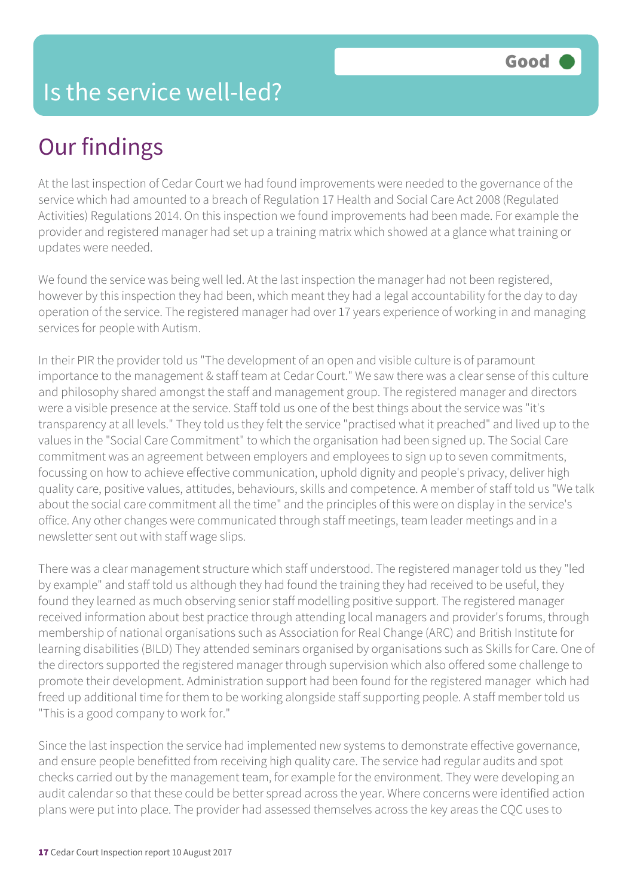Good

# Is the service well-led?

## Our findings

At the last inspection of Cedar Court we had found improvements were needed to the governance of the service which had amounted to a breach of Regulation 17 Health and Social Care Act 2008 (Regulated Activities) Regulations 2014. On this inspection we found improvements had been made. For example the provider and registered manager had set up a training matrix which showed at a glance what training or updates were needed.

We found the service was being well led. At the last inspection the manager had not been registered, however by this inspection they had been, which meant they had a legal accountability for the day to day operation of the service. The registered manager had over 17 years experience of working in and managing services for people with Autism.

In their PIR the provider told us "The development of an open and visible culture is of paramount importance to the management & staff team at Cedar Court." We saw there was a clear sense of this culture and philosophy shared amongst the staff and management group. The registered manager and directors were a visible presence at the service. Staff told us one of the best things about the service was "it's transparency at all levels." They told us they felt the service "practised what it preached" and lived up to the values in the "Social Care Commitment" to which the organisation had been signed up. The Social Care commitment was an agreement between employers and employees to sign up to seven commitments, focussing on how to achieve effective communication, uphold dignity and people's privacy, deliver high quality care, positive values, attitudes, behaviours, skills and competence. A member of staff told us "We talk about the social care commitment all the time" and the principles of this were on display in the service's office. Any other changes were communicated through staff meetings, team leader meetings and in a newsletter sent out with staff wage slips.

There was a clear management structure which staff understood. The registered manager told us they "led by example" and staff told us although they had found the training they had received to be useful, they found they learned as much observing senior staff modelling positive support. The registered manager received information about best practice through attending local managers and provider's forums, through membership of national organisations such as Association for Real Change (ARC) and British Institute for learning disabilities (BILD) They attended seminars organised by organisations such as Skills for Care. One of the directors supported the registered manager through supervision which also offered some challenge to promote their development. Administration support had been found for the registered manager which had freed up additional time for them to be working alongside staff supporting people. A staff member told us "This is a good company to work for."

Since the last inspection the service had implemented new systems to demonstrate effective governance, and ensure people benefitted from receiving high quality care. The service had regular audits and spot checks carried out by the management team, for example for the environment. They were developing an audit calendar so that these could be better spread across the year. Where concerns were identified action plans were put into place. The provider had assessed themselves across the key areas the CQC uses to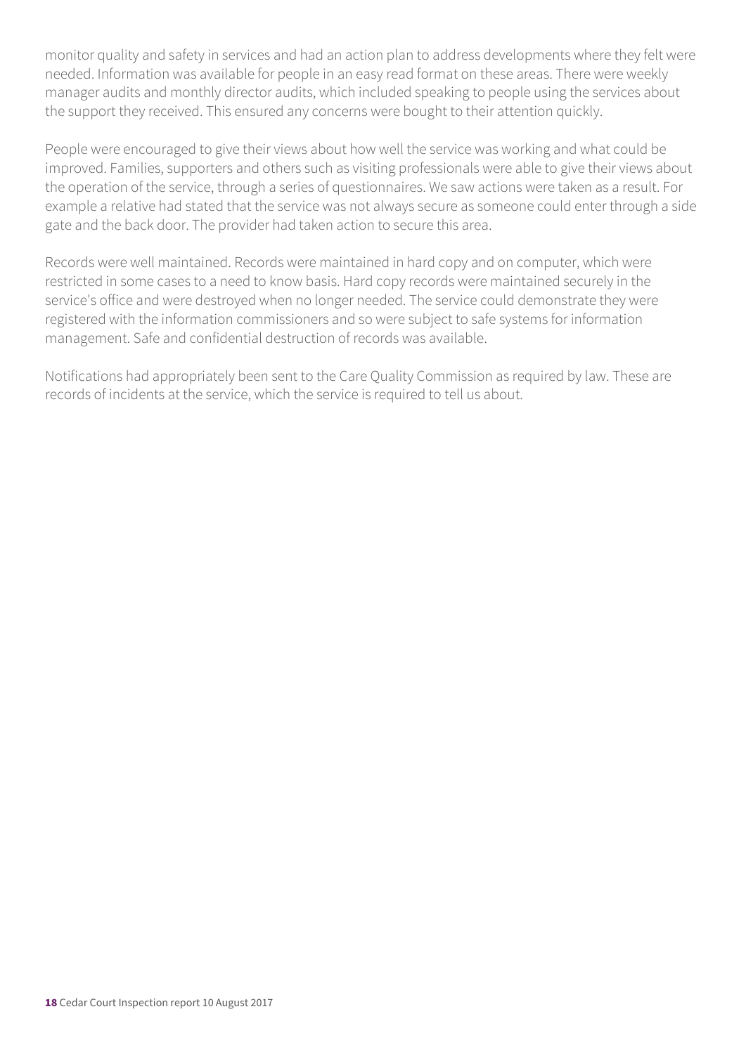monitor quality and safety in services and had an action plan to address developments where they felt were needed. Information was available for people in an easy read format on these areas. There were weekly manager audits and monthly director audits, which included speaking to people using the services about the support they received. This ensured any concerns were bought to their attention quickly.

People were encouraged to give their views about how well the service was working and what could be improved. Families, supporters and others such as visiting professionals were able to give their views about the operation of the service, through a series of questionnaires. We saw actions were taken as a result. For example a relative had stated that the service was not always secure as someone could enter through a side gate and the back door. The provider had taken action to secure this area.

Records were well maintained. Records were maintained in hard copy and on computer, which were restricted in some cases to a need to know basis. Hard copy records were maintained securely in the service's office and were destroyed when no longer needed. The service could demonstrate they were registered with the information commissioners and so were subject to safe systems for information management. Safe and confidential destruction of records was available.

Notifications had appropriately been sent to the Care Quality Commission as required by law. These are records of incidents at the service, which the service is required to tell us about.